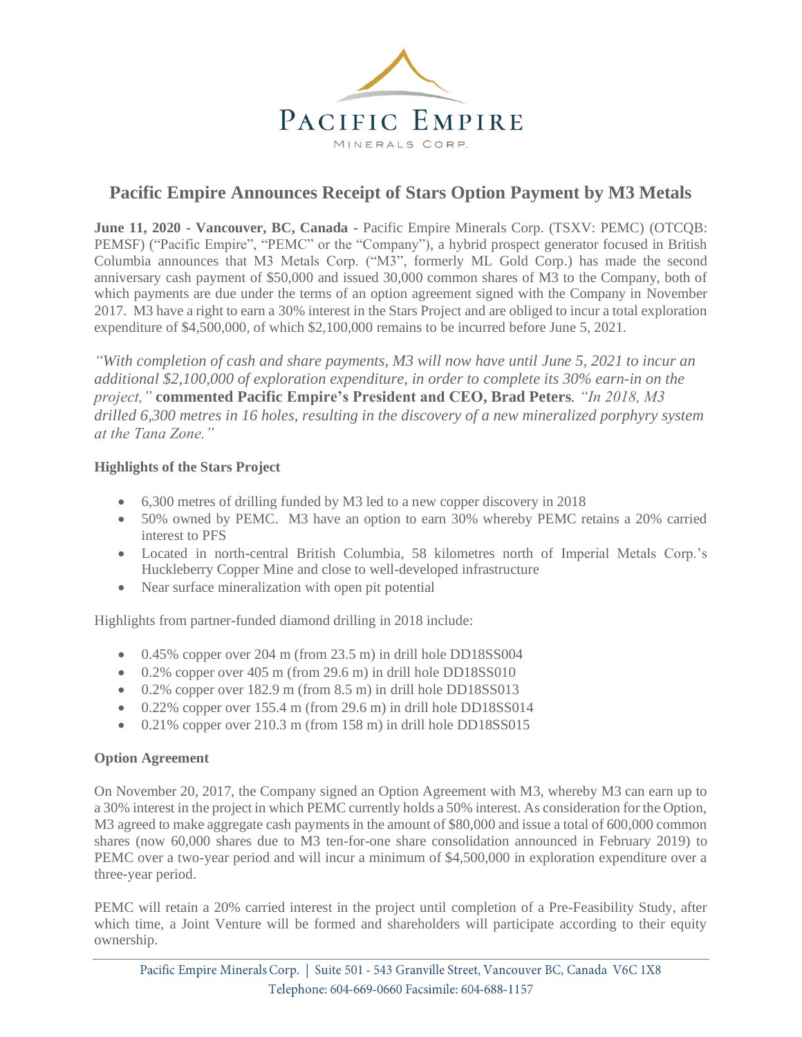# Pacific Empire Announces Receipt of Stars Option Payment by M3 Metals

**June 11, 2020 - Vancouver, BC, Canada -** Pacific Empire Minerals Corp. (TSXV: PEMC) (OTCQB: PEMSF) ("Pacific Empire", "PEMC" or the "Company"), a hybrid prospect generator focused in British Columbia announces that M3 Metals Corp. ("M3", formerly ML Gold Corp.) has made the second anniversary cash payment of $50,000 and issued 30,000 common shares of M3 to the Company, both of which payments are due under the terms of an option agreement signed with the Company in November 2017. M3 have a right to earn a 30% interest in the Stars Project and are obliged to incur a total exploration expenditure of $4,500,000, of which $2,100,000 remains to be incurred before June 5, 2021.

*"With completion of cash and share payments, M3 will now have until June 5, 2021 to incur an additional $2,100,000 of exploration expenditure, in order to complete its 30% earn-in on the project,"* **commented Pacific Empire's President and CEO, Brad Peters***. "In 2018, M3 drilled 6,300 metres in 16 holes, resulting in the discovery of a new mineralized porphyry system at the Tana Zone."*

**Highlights of the Stars Project**

- 6,300 metres of drilling funded by M3 led to a new copper discovery in 2018
- 50% owned by PEMC. M3 have an option to earn 30% whereby PEMC retains a 20% carried interest to PFS
- Located in north-central British Columbia, 58 kilometres north of Imperial Metals Corp.'s Huckleberry Copper Mine and close to well-developed infrastructure
- Near surface mineralization with open pit potential

Highlights from partner-funded diamond drilling in 2018 include:

- 0.45% copper over 204 m (from 23.5 m) in drill hole DD18SS004
- 0.2% copper over 405 m (from 29.6 m) in drill hole DD18SS010
- 0.2% copper over 182.9 m (from 8.5 m) in drill hole DD18SS013
- 0.22% copper over 155.4 m (from 29.6 m) in drill hole DD18SS014
- 0.21% copper over 210.3 m (from 158 m) in drill hole DD18SS015

**Option Agreement**

On November 20, 2017, the Company signed an Option Agreement with M3, whereby M3 can earn up to a 30% interest in the project in which PEMC currently holds a 50% interest. As consideration for the Option, M3 agreed to make aggregate cash payments in the amount of $80,000 and issue a total of 600,000 common shares (now 60,000 shares due to M3 ten-for-one share consolidation announced in February 2019) to PEMC over a two-year period and will incur a minimum of $4,500,000 in exploration expenditure over a three-year period.

PEMC will retain a 20% carried interest in the project until completion of a Pre-Feasibility Study, after which time, a Joint Venture will be formed and shareholders will participate according to their equity ownership.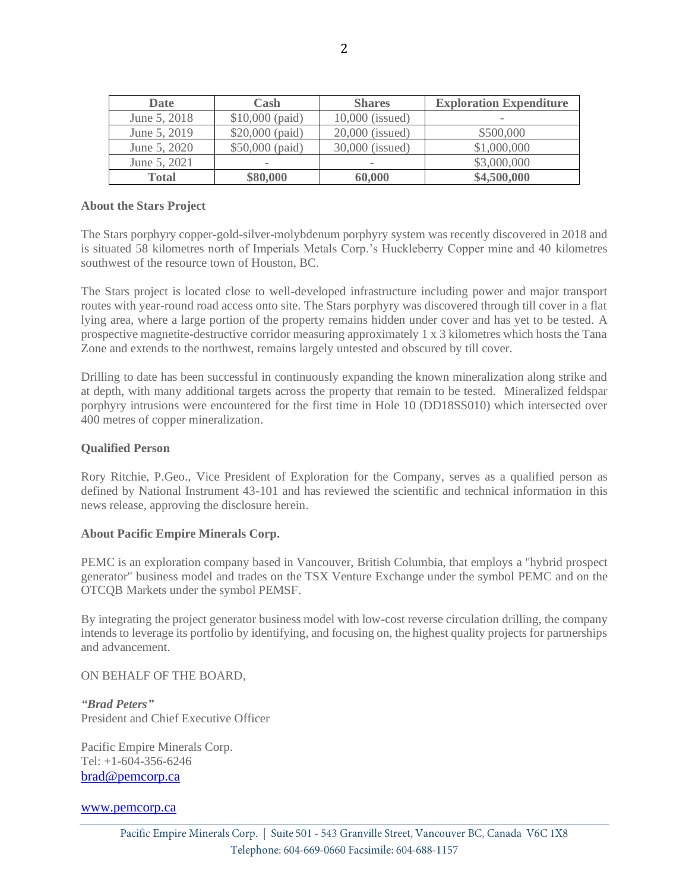| Date | Cash | Shares | Exploration Expenditure |
|---|---|---|---|
| June 5, 2018 | $10,000 (paid) | 10,000 (issued) | - |
| June 5, 2019 | $20,000 (paid) | 20,000 (issued) | $500,000 |
| June 5, 2020 | $50,000 (paid) | 30,000 (issued) | $1,000,000 |
| June 5, 2021 | - | - | $3,000,000 |
| **Total** | **$80,000** | **60,000** | **$4,500,000** |

**About the Stars Project**

The Stars porphyry copper-gold-silver-molybdenum porphyry system was recently discovered in 2018 and is situated 58 kilometres north of Imperials Metals Corp.'s Huckleberry Copper mine and 40 kilometres southwest of the resource town of Houston, BC.

The Stars project is located close to well-developed infrastructure including power and major transport routes with year-round road access onto site. The Stars porphyry was discovered through till cover in a flat lying area, where a large portion of the property remains hidden under cover and has yet to be tested. A prospective magnetite-destructive corridor measuring approximately 1 x 3 kilometres which hosts the Tana Zone and extends to the northwest, remains largely untested and obscured by till cover.

Drilling to date has been successful in continuously expanding the known mineralization along strike and at depth, with many additional targets across the property that remain to be tested. Mineralized feldspar porphyry intrusions were encountered for the first time in Hole 10 (DD18SS010) which intersected over 400 metres of copper mineralization.

**Qualified Person**

Rory Ritchie, P.Geo., Vice President of Exploration for the Company, serves as a qualified person as defined by National Instrument 43-101 and has reviewed the scientific and technical information in this news release, approving the disclosure herein.

**About Pacific Empire Minerals Corp.**

PEMC is an exploration company based in Vancouver, British Columbia, that employs a "hybrid prospect generator" business model and trades on the TSX Venture Exchange under the symbol PEMC and on the OTCQB Markets under the symbol PEMSF.

By integrating the project generator business model with low-cost reverse circulation drilling, the company intends to leverage its portfolio by identifying, and focusing on, the highest quality projects for partnerships and advancement.

ON BEHALF OF THE BOARD,

***"Brad Peters"***
President and Chief Executive Officer

Pacific Empire Minerals Corp.
Tel: +1-604-356-6246
brad@pemcorp.ca

www.pemcorp.ca

Pacific Empire Minerals Corp. | Suite 501 - 543 Granville Street, Vancouver BC, Canada V6C 1X8
Telephone: 604-669-0660 Facsimile: 604-688-1157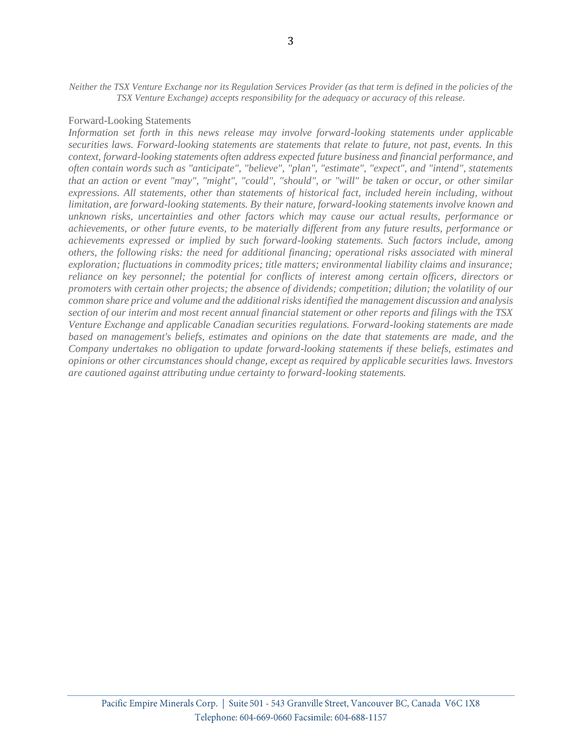*Neither the TSX Venture Exchange nor its Regulation Services Provider (as that term is defined in the policies of the TSX Venture Exchange) accepts responsibility for the adequacy or accuracy of this release.*

Forward-Looking Statements

*Information set forth in this news release may involve forward-looking statements under applicable securities laws. Forward-looking statements are statements that relate to future, not past, events. In this context, forward-looking statements often address expected future business and financial performance, and often contain words such as "anticipate", "believe", "plan", "estimate", "expect", and "intend", statements that an action or event "may", "might", "could", "should", or "will" be taken or occur, or other similar expressions. All statements, other than statements of historical fact, included herein including, without limitation, are forward-looking statements. By their nature, forward-looking statements involve known and unknown risks, uncertainties and other factors which may cause our actual results, performance or achievements, or other future events, to be materially different from any future results, performance or achievements expressed or implied by such forward-looking statements. Such factors include, among others, the following risks: the need for additional financing; operational risks associated with mineral exploration; fluctuations in commodity prices; title matters; environmental liability claims and insurance; reliance on key personnel; the potential for conflicts of interest among certain officers, directors or promoters with certain other projects; the absence of dividends; competition; dilution; the volatility of our common share price and volume and the additional risks identified the management discussion and analysis section of our interim and most recent annual financial statement or other reports and filings with the TSX Venture Exchange and applicable Canadian securities regulations. Forward-looking statements are made based on management's beliefs, estimates and opinions on the date that statements are made, and the Company undertakes no obligation to update forward-looking statements if these beliefs, estimates and opinions or other circumstances should change, except as required by applicable securities laws. Investors are cautioned against attributing undue certainty to forward-looking statements.*